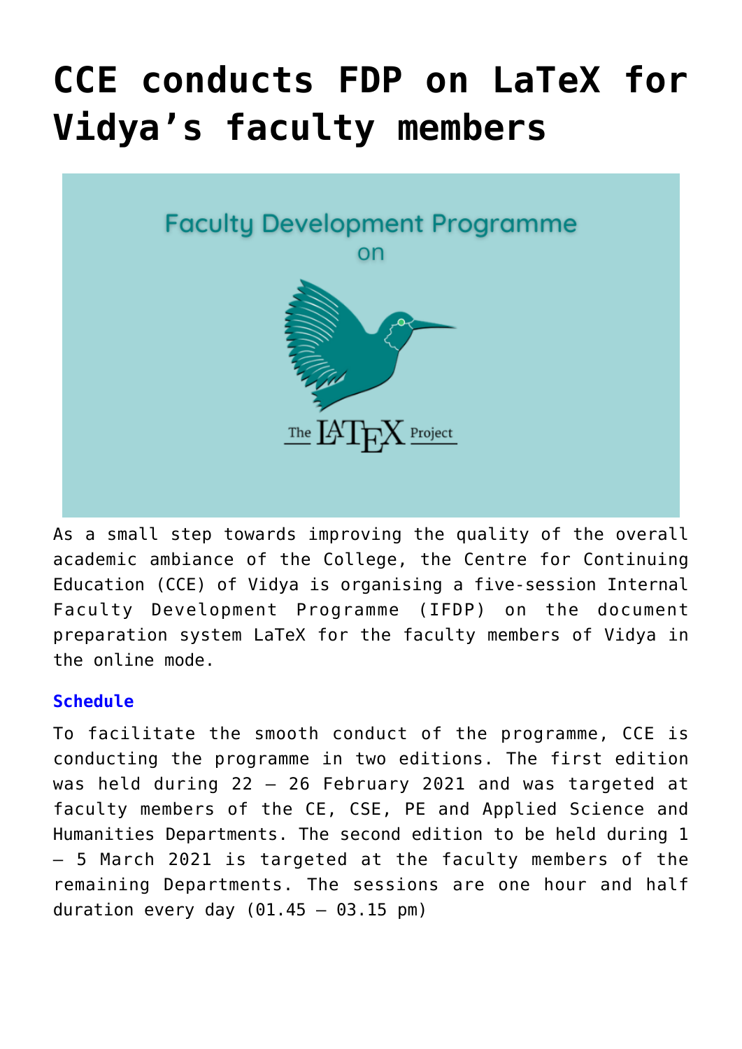# CCE conducts FDP on LaTeX for Vidya's faculty members

As a small step towards improving the quality of the overall academic ambiance of the College, the Centre for Continuing Education (CCE) of Vidya is organising a five-session Internal Faculty Development Programme (IFDP) on the document preparation system LaTeX for the faculty members of Vidya in the online mode.

### Schedule

To facilitate the smooth conduct of the programme, CCE is conducting the programme in two editions. The first edition was held during 22 – 26 February 2021 and was targeted at faculty members of the CE, CSE, PE and Applied Science and Humanities Departments. The second edition to be held during 1 – 5 March 2021 is targeted at the faculty members of the remaining Departments. The sessions are one hour and half duration every day (01.45 – 03.15 pm)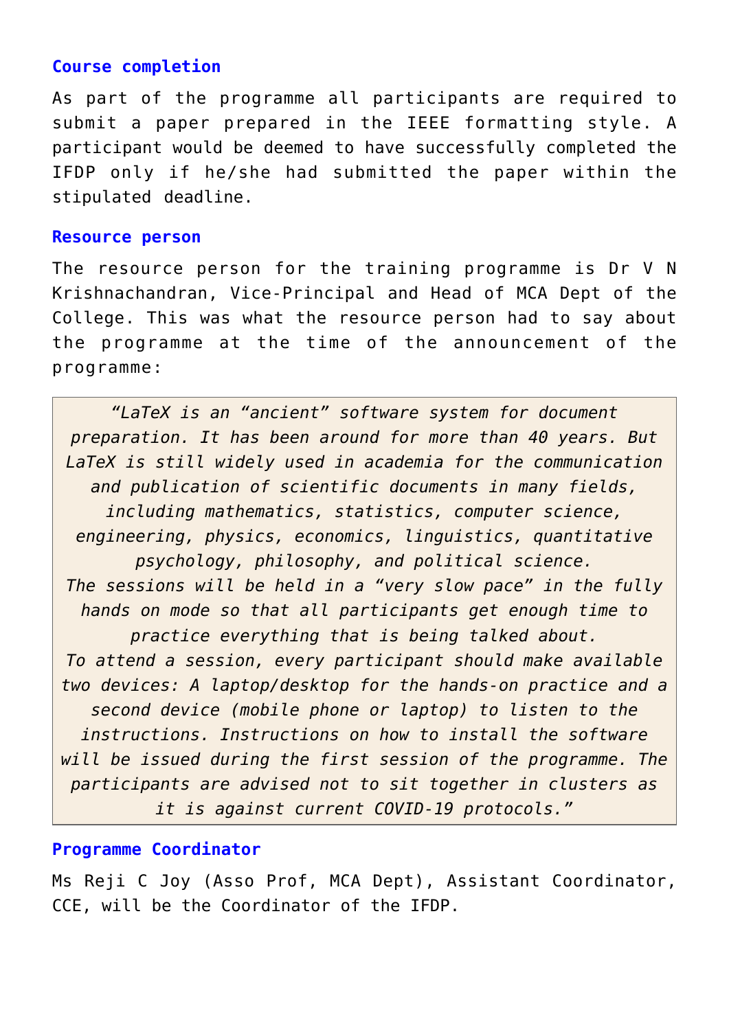### Course completion

As part of the programme all participants are required to submit a paper prepared in the IEEE formatting style. A participant would be deemed to have successfully completed the IFDP only if he/she had submitted the paper within the stipulated deadline.

### Resource person

The resource person for the training programme is Dr V N Krishnachandran, Vice-Principal and Head of MCA Dept of the College. This was what the resource person had to say about the programme at the time of the announcement of the programme:

> *"LaTeX is an "ancient" software system for document preparation. It has been around for more than 40 years. But LaTeX is still widely used in academia for the communication and publication of scientific documents in many fields, including mathematics, statistics, computer science, engineering, physics, economics, linguistics, quantitative psychology, philosophy, and political science.*
> *The sessions will be held in a "very slow pace" in the fully hands on mode so that all participants get enough time to practice everything that is being talked about.*
> *To attend a session, every participant should make available two devices: A laptop/desktop for the hands-on practice and a second device (mobile phone or laptop) to listen to the instructions. Instructions on how to install the software will be issued during the first session of the programme. The participants are advised not to sit together in clusters as it is against current COVID-19 protocols."*

### Programme Coordinator

Ms Reji C Joy (Asso Prof, MCA Dept), Assistant Coordinator, CCE, will be the Coordinator of the IFDP.